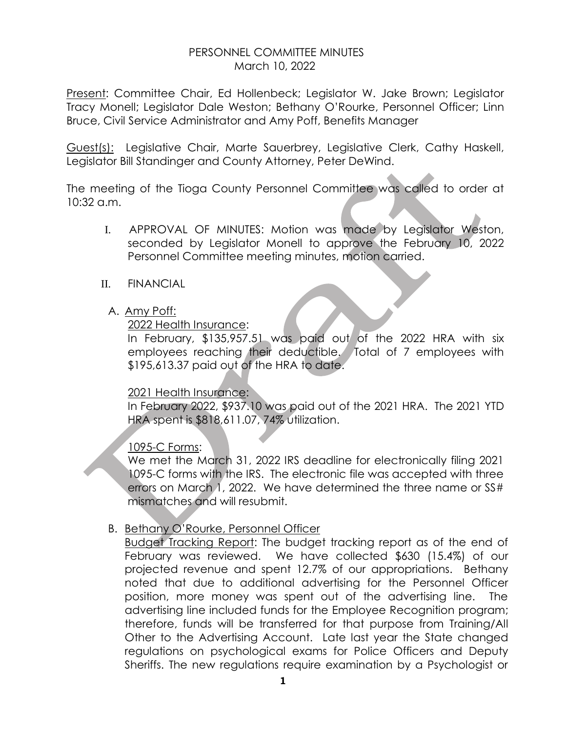# PERSONNEL COMMITTEE MINUTES
March 10, 2022

Present: Committee Chair, Ed Hollenbeck; Legislator W. Jake Brown; Legislator Tracy Monell; Legislator Dale Weston; Bethany O'Rourke, Personnel Officer; Linn Bruce, Civil Service Administrator and Amy Poff, Benefits Manager

Guest(s): Legislative Chair, Marte Sauerbrey, Legislative Clerk, Cathy Haskell, Legislator Bill Standinger and County Attorney, Peter DeWind.

The meeting of the Tioga County Personnel Committee was called to order at 10:32 a.m.

I. APPROVAL OF MINUTES: Motion was made by Legislator Weston, seconded by Legislator Monell to approve the February 10, 2022 Personnel Committee meeting minutes, motion carried.

II. FINANCIAL

A. Amy Poff:

2022 Health Insurance:
In February, $135,957.51 was paid out of the 2022 HRA with six employees reaching their deductible. Total of 7 employees with $195,613.37 paid out of the HRA to date.

2021 Health Insurance:
In February 2022, $937.10 was paid out of the 2021 HRA. The 2021 YTD HRA spent is $818,611.07, 74% utilization.

1095-C Forms:
We met the March 31, 2022 IRS deadline for electronically filing 2021 1095-C forms with the IRS. The electronic file was accepted with three errors on March 1, 2022. We have determined the three name or SS# mismatches and will resubmit.

B. Bethany O'Rourke, Personnel Officer

Budget Tracking Report: The budget tracking report as of the end of February was reviewed. We have collected $630 (15.4%) of our projected revenue and spent 12.7% of our appropriations. Bethany noted that due to additional advertising for the Personnel Officer position, more money was spent out of the advertising line. The advertising line included funds for the Employee Recognition program; therefore, funds will be transferred for that purpose from Training/All Other to the Advertising Account. Late last year the State changed regulations on psychological exams for Police Officers and Deputy Sheriffs. The new regulations require examination by a Psychologist or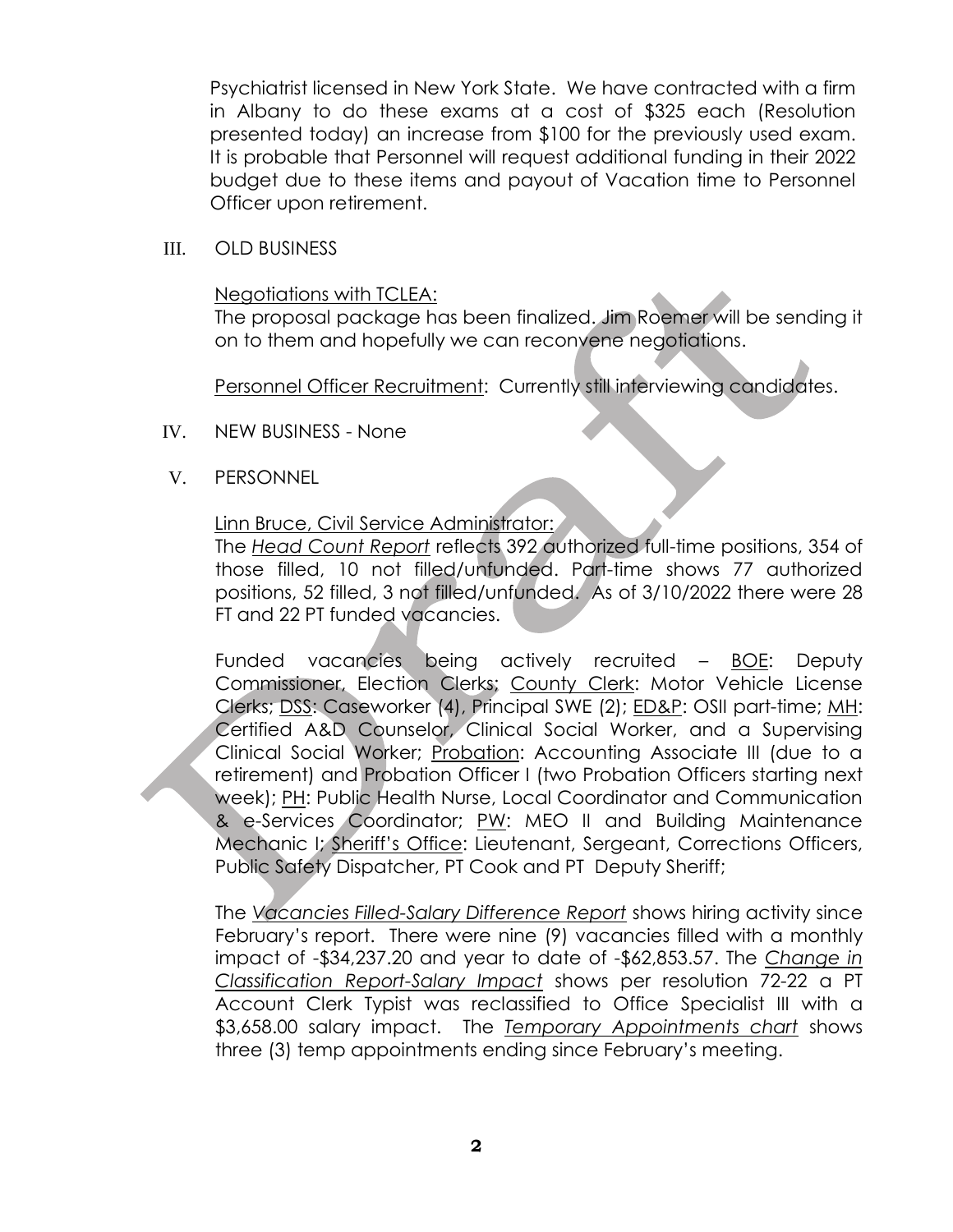Psychiatrist licensed in New York State. We have contracted with a firm in Albany to do these exams at a cost of $325 each (Resolution presented today) an increase from $100 for the previously used exam. It is probable that Personnel will request additional funding in their 2022 budget due to these items and payout of Vacation time to Personnel Officer upon retirement.

III. OLD BUSINESS

Negotiations with TCLEA:
The proposal package has been finalized. Jim Roemer will be sending it on to them and hopefully we can reconvene negotiations.

Personnel Officer Recruitment: Currently still interviewing candidates.

IV. NEW BUSINESS - None

V. PERSONNEL

Linn Bruce, Civil Service Administrator:
The *Head Count Report* reflects 392 authorized full-time positions, 354 of those filled, 10 not filled/unfunded. Part-time shows 77 authorized positions, 52 filled, 3 not filled/unfunded. As of 3/10/2022 there were 28 FT and 22 PT funded vacancies.

Funded vacancies being actively recruited – BOE: Deputy Commissioner, Election Clerks; County Clerk: Motor Vehicle License Clerks; DSS: Caseworker (4), Principal SWE (2); ED&P: OSII part-time; MH: Certified A&D Counselor, Clinical Social Worker, and a Supervising Clinical Social Worker; Probation: Accounting Associate III (due to a retirement) and Probation Officer I (two Probation Officers starting next week); PH: Public Health Nurse, Local Coordinator and Communication & e-Services Coordinator; PW: MEO II and Building Maintenance Mechanic I; Sheriff's Office: Lieutenant, Sergeant, Corrections Officers, Public Safety Dispatcher, PT Cook and PT Deputy Sheriff;

The *Vacancies Filled-Salary Difference Report* shows hiring activity since February's report. There were nine (9) vacancies filled with a monthly impact of -$34,237.20 and year to date of -$62,853.57. The *Change in Classification Report-Salary Impact* shows per resolution 72-22 a PT Account Clerk Typist was reclassified to Office Specialist III with a $3,658.00 salary impact. The *Temporary Appointments chart* shows three (3) temp appointments ending since February's meeting.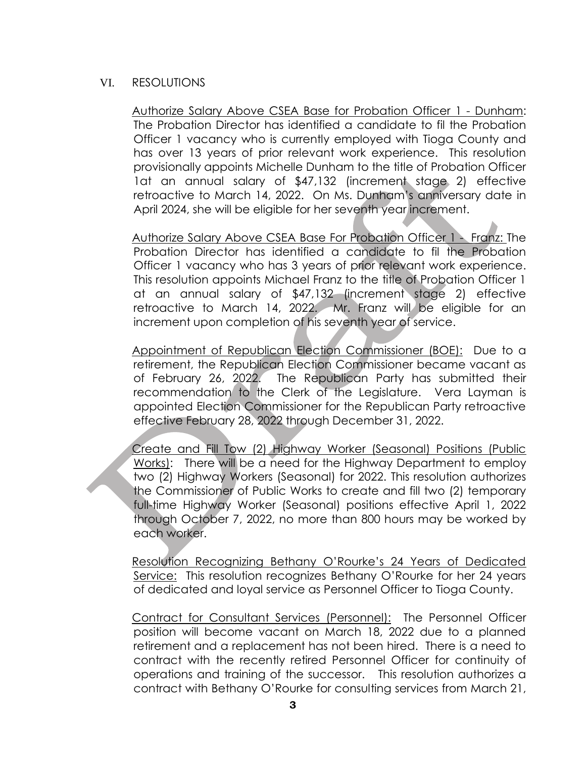## VI. RESOLUTIONS

<u>Authorize Salary Above CSEA Base for Probation Officer 1 - Dunham</u>: The Probation Director has identified a candidate to fil the Probation Officer 1 vacancy who is currently employed with Tioga County and has over 13 years of prior relevant work experience. This resolution provisionally appoints Michelle Dunham to the title of Probation Officer 1at an annual salary of $47,132 (increment stage 2) effective retroactive to March 14, 2022. On Ms. Dunham's anniversary date in April 2024, she will be eligible for her seventh year increment.

<u>Authorize Salary Above CSEA Base For Probation Officer 1 - Franz:</u> The Probation Director has identified a candidate to fil the Probation Officer 1 vacancy who has 3 years of prior relevant work experience. This resolution appoints Michael Franz to the title of Probation Officer 1 at an annual salary of $47,132 (increment stage 2) effective retroactive to March 14, 2022. Mr. Franz will be eligible for an increment upon completion of his seventh year of service.

<u>Appointment of Republican Election Commissioner (BOE):</u> Due to a retirement, the Republican Election Commissioner became vacant as of February 26, 2022. The Republican Party has submitted their recommendation to the Clerk of the Legislature. Vera Layman is appointed Election Commissioner for the Republican Party retroactive effective February 28, 2022 through December 31, 2022.

<u>Create and Fill Tow (2) Highway Worker (Seasonal) Positions (Public Works)</u>: There will be a need for the Highway Department to employ two (2) Highway Workers (Seasonal) for 2022. This resolution authorizes the Commissioner of Public Works to create and fill two (2) temporary full-time Highway Worker (Seasonal) positions effective April 1, 2022 through October 7, 2022, no more than 800 hours may be worked by each worker.

<u>Resolution Recognizing Bethany O'Rourke's 24 Years of Dedicated Service:</u> This resolution recognizes Bethany O'Rourke for her 24 years of dedicated and loyal service as Personnel Officer to Tioga County.

<u>Contract for Consultant Services (Personnel):</u> The Personnel Officer position will become vacant on March 18, 2022 due to a planned retirement and a replacement has not been hired. There is a need to contract with the recently retired Personnel Officer for continuity of operations and training of the successor. This resolution authorizes a contract with Bethany O'Rourke for consulting services from March 21,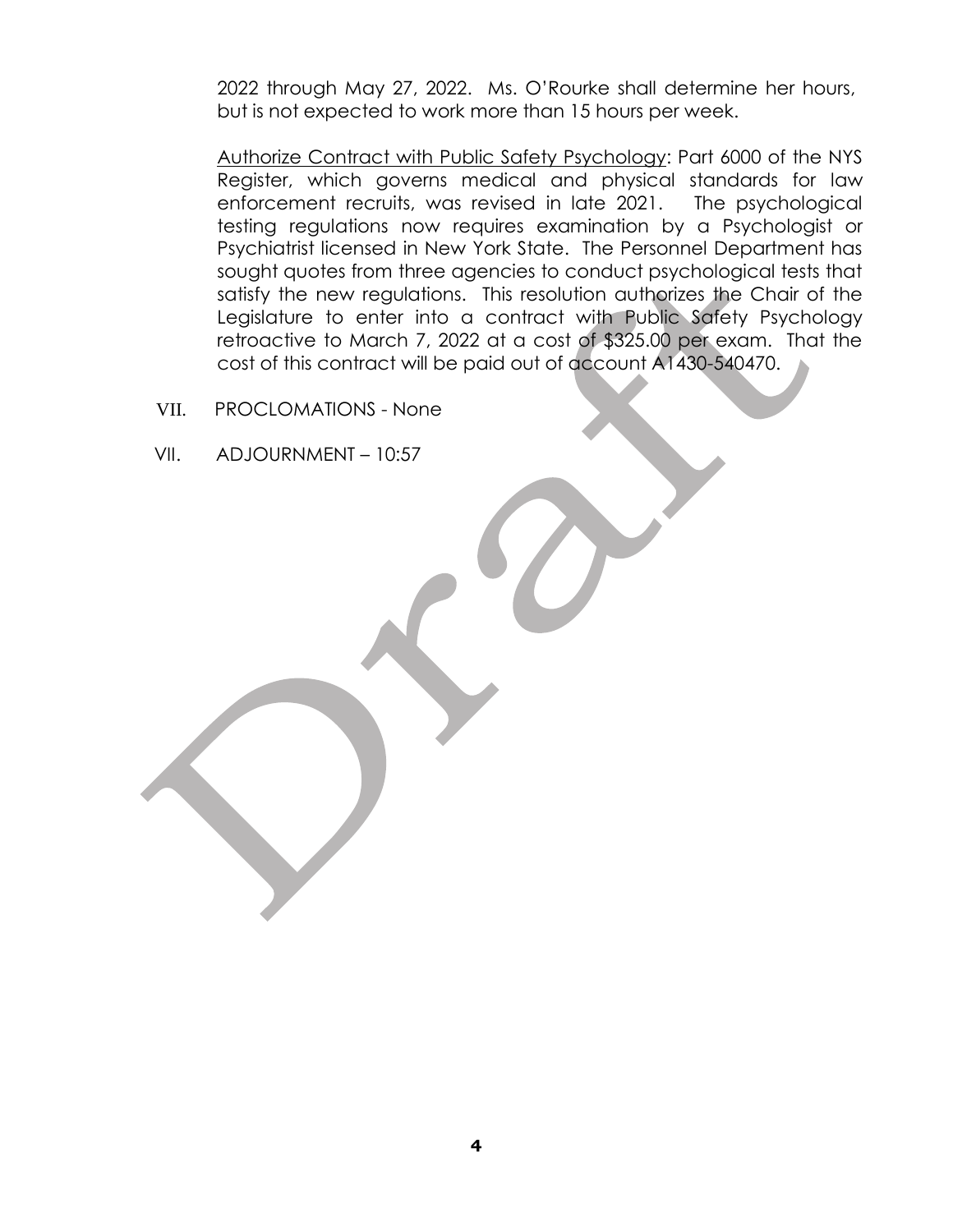2022 through May 27, 2022. Ms. O'Rourke shall determine her hours, but is not expected to work more than 15 hours per week.

Authorize Contract with Public Safety Psychology: Part 6000 of the NYS Register, which governs medical and physical standards for law enforcement recruits, was revised in late 2021. The psychological testing regulations now requires examination by a Psychologist or Psychiatrist licensed in New York State. The Personnel Department has sought quotes from three agencies to conduct psychological tests that satisfy the new regulations. This resolution authorizes the Chair of the Legislature to enter into a contract with Public Safety Psychology retroactive to March 7, 2022 at a cost of $325.00 per exam. That the cost of this contract will be paid out of account A1430-540470.

VII. PROCLOMATIONS - None

VII. ADJOURNMENT – 10:57

Draft